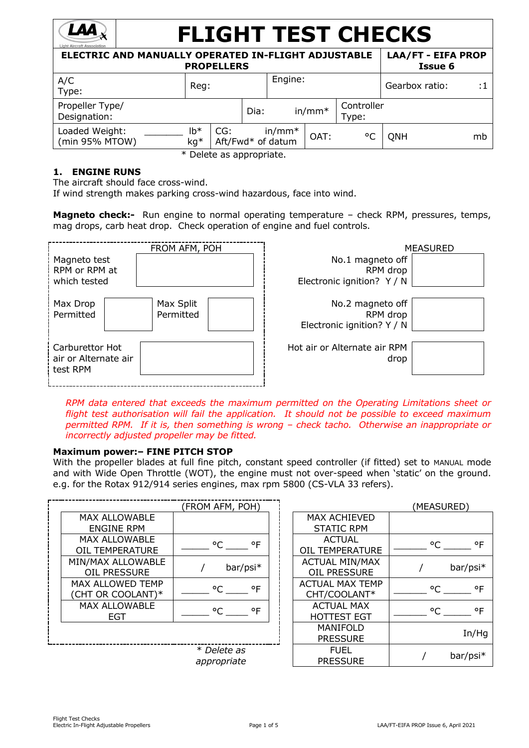# FLIGHT TEST CHECKS

| ELECTRIC AND MANUALLY OPERATED IN-FLIGHT ADJUSTABLE PROPELLERS | | | LAA/FT - EIFA PROP Issue 6 |
|---|---|---|---|
| A/C Type: | Reg: | Engine: | Gearbox ratio: :1 |
| Propeller Type/ Designation: | Dia: in/mm* | Controller Type: | |
| Loaded Weight: ________ lb* kg* (min 95% MTOW) | CG: in/mm* Aft/Fwd* of datum | OAT: °C | QNH mb |

\* Delete as appropriate.

## 1. ENGINE RUNS

The aircraft should face cross-wind.
If wind strength makes parking cross-wind hazardous, face into wind.

**Magneto check:-** Run engine to normal operating temperature – check RPM, pressures, temps, mag drops, carb heat drop. Check operation of engine and fuel controls.

| FROM AFM, POH | | | | MEASURED | |
|---|---|---|---|---|---|
| Magneto test RPM or RPM at which tested | | | | No.1 magneto off RPM drop Electronic ignition? Y / N | |
| Max Drop Permitted | | Max Split Permitted | | No.2 magneto off RPM drop Electronic ignition? Y / N | |
| Carburettor Hot air or Alternate air test RPM | | | | Hot air or Alternate air RPM drop | |

*RPM data entered that exceeds the maximum permitted on the Operating Limitations sheet or flight test authorisation will fail the application. It should not be possible to exceed maximum permitted RPM. If it is, then something is wrong – check tacho. Otherwise an inappropriate or incorrectly adjusted propeller may be fitted.*

**Maximum power:– FINE PITCH STOP**
With the propeller blades at full fine pitch, constant speed controller (if fitted) set to MANUAL mode and with Wide Open Throttle (WOT), the engine must not over-speed when 'static' on the ground. e.g. for the Rotax 912/914 series engines, max rpm 5800 (CS-VLA 33 refers).

| | (FROM AFM, POH) |
|---|---|
| MAX ALLOWABLE ENGINE RPM | |
| MAX ALLOWABLE OIL TEMPERATURE | _____ °C _____ °F |
| MIN/MAX ALLOWABLE OIL PRESSURE | / bar/psi* |
| MAX ALLOWED TEMP (CHT OR COOLANT)* | _____ °C _____ °F |
| MAX ALLOWABLE EGT | _____ °C _____ °F |

*\* Delete as appropriate*

| | (MEASURED) |
|---|---|
| MAX ACHIEVED STATIC RPM | |
| ACTUAL OIL TEMPERATURE | _____ °C _____ °F |
| ACTUAL MIN/MAX OIL PRESSURE | / bar/psi* |
| ACTUAL MAX TEMP CHT/COOLANT* | _____ °C _____ °F |
| ACTUAL MAX HOTTEST EGT | _____ °C _____ °F |
| MANIFOLD PRESSURE | In/Hg |
| FUEL PRESSURE | / bar/psi* |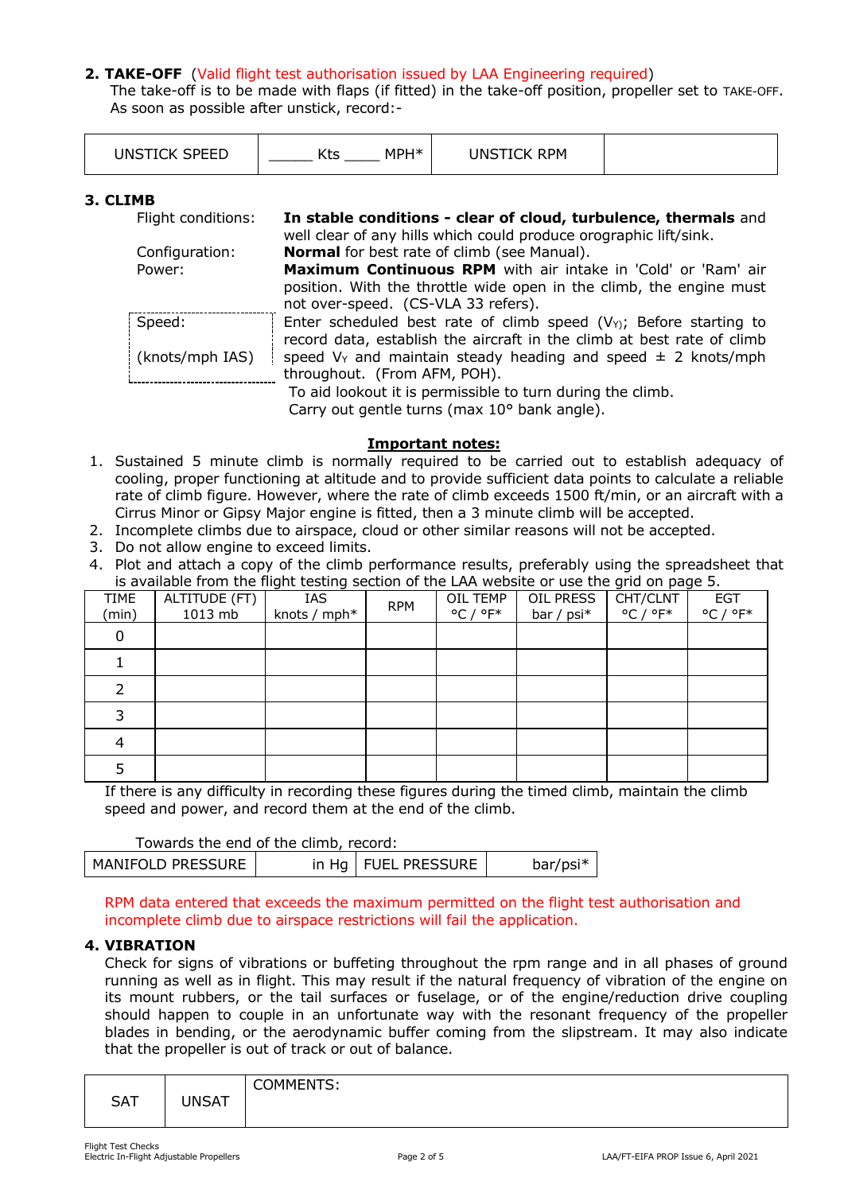**2. TAKE-OFF** (Valid flight test authorisation issued by LAA Engineering required)

The take-off is to be made with flaps (if fitted) in the take-off position, propeller set to TAKE-OFF. As soon as possible after unstick, record:-

| | | | |
|---|---|---|---|
| UNSTICK SPEED | _____ Kts ____ MPH* | UNSTICK RPM | |

**3. CLIMB**

Flight conditions: **In stable conditions - clear of cloud, turbulence, thermals** and well clear of any hills which could produce orographic lift/sink.

Configuration: **Normal** for best rate of climb (see Manual).

Power: **Maximum Continuous RPM** with air intake in 'Cold' or 'Ram' air position. With the throttle wide open in the climb, the engine must not over-speed. (CS-VLA 33 refers).

Speed: (knots/mph IAS) Enter scheduled best rate of climb speed ($V_Y$); Before starting to record data, establish the aircraft in the climb at best rate of climb speed $V_Y$ and maintain steady heading and speed ± 2 knots/mph throughout. (From AFM, POH).

To aid lookout it is permissible to turn during the climb.
Carry out gentle turns (max 10° bank angle).

**Important notes:**

1. Sustained 5 minute climb is normally required to be carried out to establish adequacy of cooling, proper functioning at altitude and to provide sufficient data points to calculate a reliable rate of climb figure. However, where the rate of climb exceeds 1500 ft/min, or an aircraft with a Cirrus Minor or Gipsy Major engine is fitted, then a 3 minute climb will be accepted.
2. Incomplete climbs due to airspace, cloud or other similar reasons will not be accepted.
3. Do not allow engine to exceed limits.
4. Plot and attach a copy of the climb performance results, preferably using the spreadsheet that is available from the flight testing section of the LAA website or use the grid on page 5.

| TIME (min) | ALTITUDE (FT) 1013 mb | IAS knots / mph* | RPM | OIL TEMP °C / °F* | OIL PRESS bar / psi* | CHT/CLNT °C / °F* | EGT °C / °F* |
|---|---|---|---|---|---|---|---|
| 0 | | | | | | | |
| 1 | | | | | | | |
| 2 | | | | | | | |
| 3 | | | | | | | |
| 4 | | | | | | | |
| 5 | | | | | | | |

If there is any difficulty in recording these figures during the timed climb, maintain the climb speed and power, and record them at the end of the climb.

Towards the end of the climb, record:

| | | | |
|---|---|---|---|
| MANIFOLD PRESSURE | in Hg | FUEL PRESSURE | bar/psi* |

RPM data entered that exceeds the maximum permitted on the flight test authorisation and incomplete climb due to airspace restrictions will fail the application.

**4. VIBRATION**

Check for signs of vibrations or buffeting throughout the rpm range and in all phases of ground running as well as in flight. This may result if the natural frequency of vibration of the engine on its mount rubbers, or the tail surfaces or fuselage, or of the engine/reduction drive coupling should happen to couple in an unfortunate way with the resonant frequency of the propeller blades in bending, or the aerodynamic buffer coming from the slipstream. It may also indicate that the propeller is out of track or out of balance.

| | | |
|---|---|---|
| SAT | UNSAT | COMMENTS: |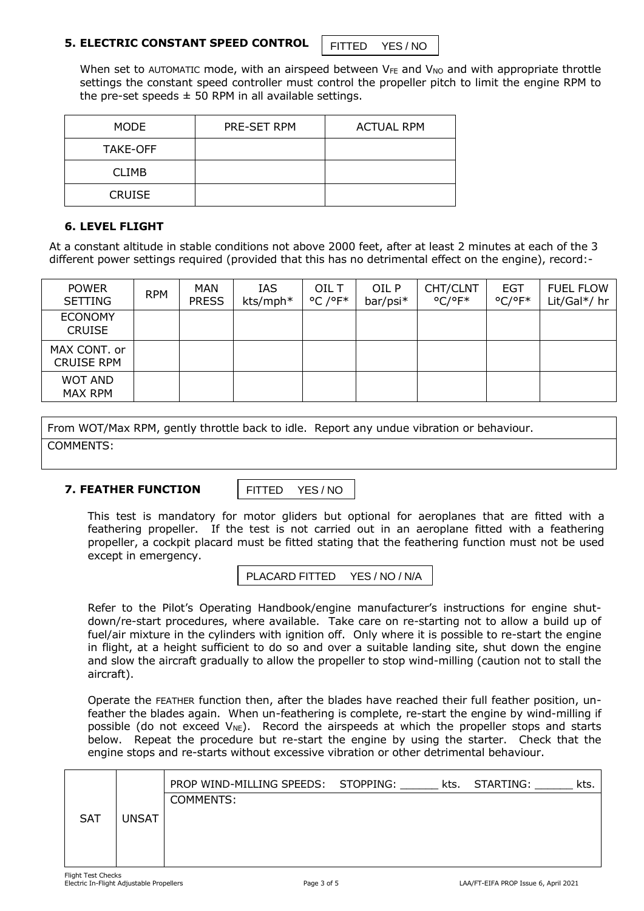### 5. ELECTRIC CONSTANT SPEED CONTROL

FITTED YES / NO

When set to AUTOMATIC mode, with an airspeed between $V_{FE}$ and $V_{NO}$ and with appropriate throttle settings the constant speed controller must control the propeller pitch to limit the engine RPM to the pre-set speeds ± 50 RPM in all available settings.

| MODE | PRE-SET RPM | ACTUAL RPM |
|---|---|---|
| TAKE-OFF | | |
| CLIMB | | |
| CRUISE | | |

### 6. LEVEL FLIGHT

At a constant altitude in stable conditions not above 2000 feet, after at least 2 minutes at each of the 3 different power settings required (provided that this has no detrimental effect on the engine), record:-

| POWER SETTING | RPM | MAN PRESS | IAS kts/mph* | OIL T °C /°F* | OIL P bar/psi* | CHT/CLNT °C/°F* | EGT °C/°F* | FUEL FLOW Lit/Gal*/ hr |
|---|---|---|---|---|---|---|---|---|
| ECONOMY CRUISE | | | | | | | | |
| MAX CONT. or CRUISE RPM | | | | | | | | |
| WOT AND MAX RPM | | | | | | | | |

From WOT/Max RPM, gently throttle back to idle. Report any undue vibration or behaviour.

COMMENTS:

### 7. FEATHER FUNCTION

FITTED YES / NO

This test is mandatory for motor gliders but optional for aeroplanes that are fitted with a feathering propeller. If the test is not carried out in an aeroplane fitted with a feathering propeller, a cockpit placard must be fitted stating that the feathering function must not be used except in emergency.

PLACARD FITTED YES / NO / N/A

Refer to the Pilot's Operating Handbook/engine manufacturer's instructions for engine shut-down/re-start procedures, where available. Take care on re-starting not to allow a build up of fuel/air mixture in the cylinders with ignition off. Only where it is possible to re-start the engine in flight, at a height sufficient to do so and over a suitable landing site, shut down the engine and slow the aircraft gradually to allow the propeller to stop wind-milling (caution not to stall the aircraft).

Operate the FEATHER function then, after the blades have reached their full feather position, un-feather the blades again. When un-feathering is complete, re-start the engine by wind-milling if possible (do not exceed $V_{NE}$). Record the airspeeds at which the propeller stops and starts below. Repeat the procedure but re-start the engine by using the starter. Check that the engine stops and re-starts without excessive vibration or other detrimental behaviour.

| | | |
|---|---|---|
| SAT | UNSAT | PROP WIND-MILLING SPEEDS: STOPPING: ______ kts. STARTING: ______ kts.<br>COMMENTS: |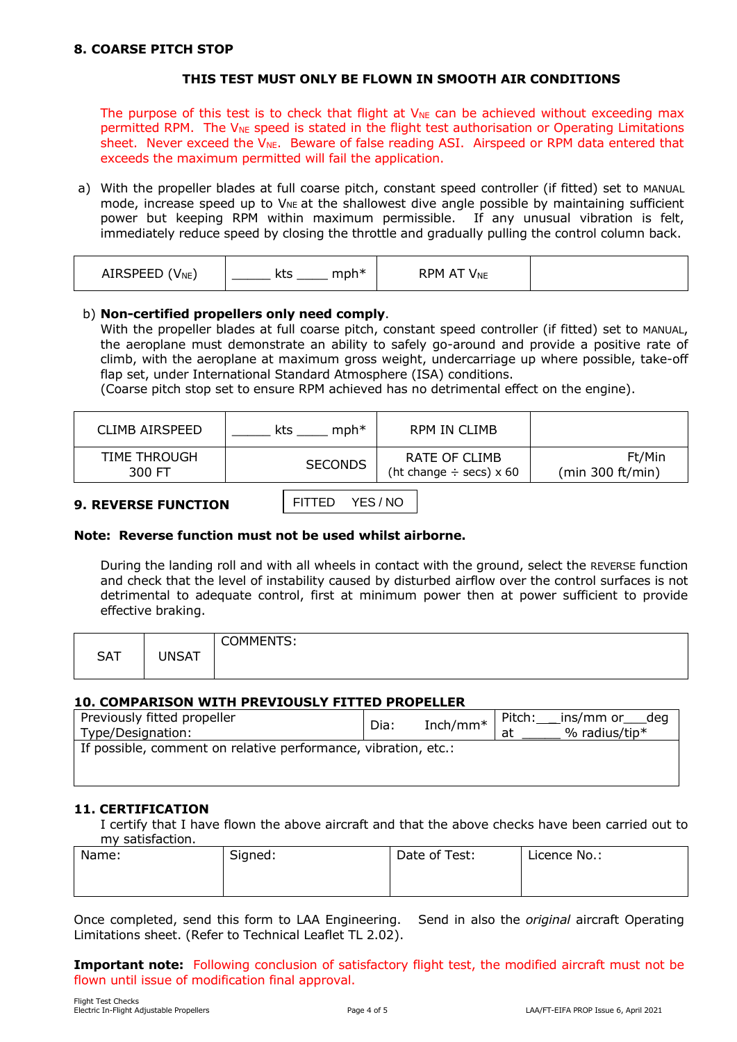### 8. COARSE PITCH STOP

**THIS TEST MUST ONLY BE FLOWN IN SMOOTH AIR CONDITIONS**

The purpose of this test is to check that flight at $V_{NE}$ can be achieved without exceeding max permitted RPM. The $V_{NE}$ speed is stated in the flight test authorisation or Operating Limitations sheet. Never exceed the $V_{NE}$. Beware of false reading ASI. Airspeed or RPM data entered that exceeds the maximum permitted will fail the application.

a) With the propeller blades at full coarse pitch, constant speed controller (if fitted) set to MANUAL mode, increase speed up to $V_{NE}$ at the shallowest dive angle possible by maintaining sufficient power but keeping RPM within maximum permissible. If any unusual vibration is felt, immediately reduce speed by closing the throttle and gradually pulling the control column back.

| | | | |
|---|---|---|---|
| AIRSPEED ($V_{NE}$) | _____ kts ____ mph* | RPM AT $V_{NE}$ | |

b) **Non-certified propellers only need comply**.
With the propeller blades at full coarse pitch, constant speed controller (if fitted) set to MANUAL, the aeroplane must demonstrate an ability to safely go-around and provide a positive rate of climb, with the aeroplane at maximum gross weight, undercarriage up where possible, take-off flap set, under International Standard Atmosphere (ISA) conditions.
(Coarse pitch stop set to ensure RPM achieved has no detrimental effect on the engine).

| | | | |
|---|---|---|---|
| CLIMB AIRSPEED | _____ kts ____ mph* | RPM IN CLIMB | |
| TIME THROUGH 300 FT | SECONDS | RATE OF CLIMB (ht change ÷ secs) x 60 | Ft/Min (min 300 ft/min) |

### 9. REVERSE FUNCTION

FITTED YES / NO

**Note: Reverse function must not be used whilst airborne.**

During the landing roll and with all wheels in contact with the ground, select the REVERSE function and check that the level of instability caused by disturbed airflow over the control surfaces is not detrimental to adequate control, first at minimum power then at power sufficient to provide effective braking.

| | | |
|---|---|---|
| SAT | UNSAT | COMMENTS: |

### 10. COMPARISON WITH PREVIOUSLY FITTED PROPELLER

| | | |
|---|---|---|
| Previously fitted propeller Type/Designation: | Dia: Inch/mm* | Pitch:___ins/mm or___deg at _____ % radius/tip* |
| If possible, comment on relative performance, vibration, etc.: | | |

### 11. CERTIFICATION

I certify that I have flown the above aircraft and that the above checks have been carried out to my satisfaction.

| | | | |
|---|---|---|---|
| Name: | Signed: | Date of Test: | Licence No.: |

Once completed, send this form to LAA Engineering. Send in also the *original* aircraft Operating Limitations sheet. (Refer to Technical Leaflet TL 2.02).

**Important note:** Following conclusion of satisfactory flight test, the modified aircraft must not be flown until issue of modification final approval.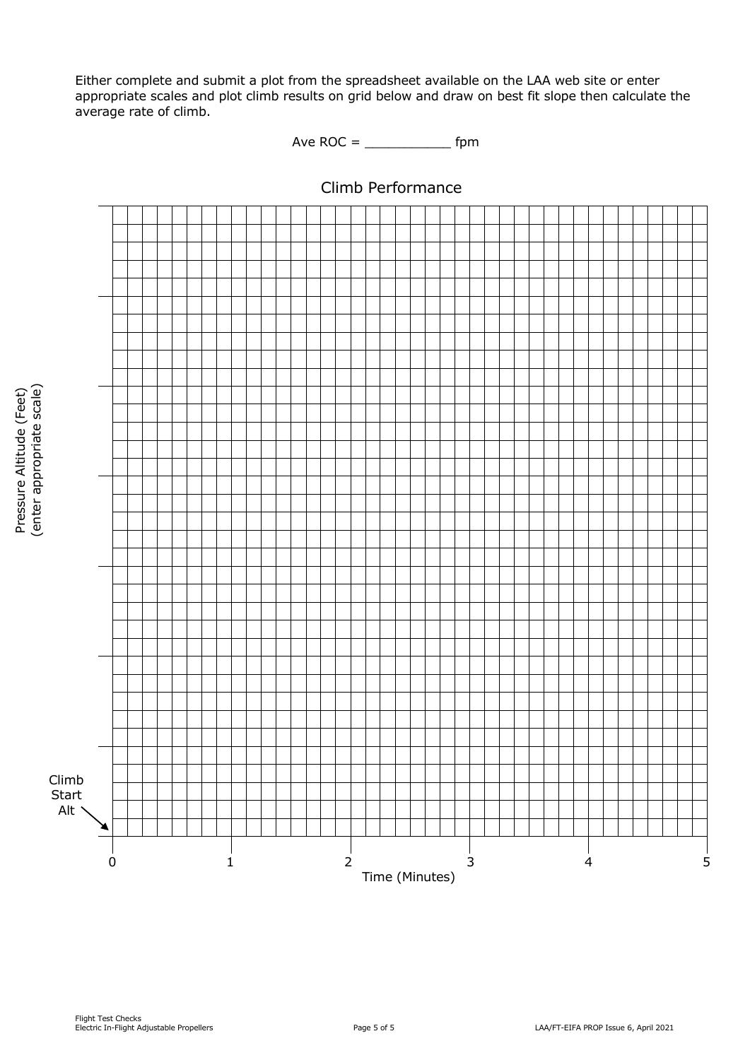Either complete and submit a plot from the spreadsheet available on the LAA web site or enter appropriate scales and plot climb results on grid below and draw on best fit slope then calculate the average rate of climb.

Ave ROC = ___________ fpm

Climb Performance

Pressure Altitude (Feet)
(enter appropriate scale)

Climb
Start
Alt

0
1
2
3
4
5

Time (Minutes)